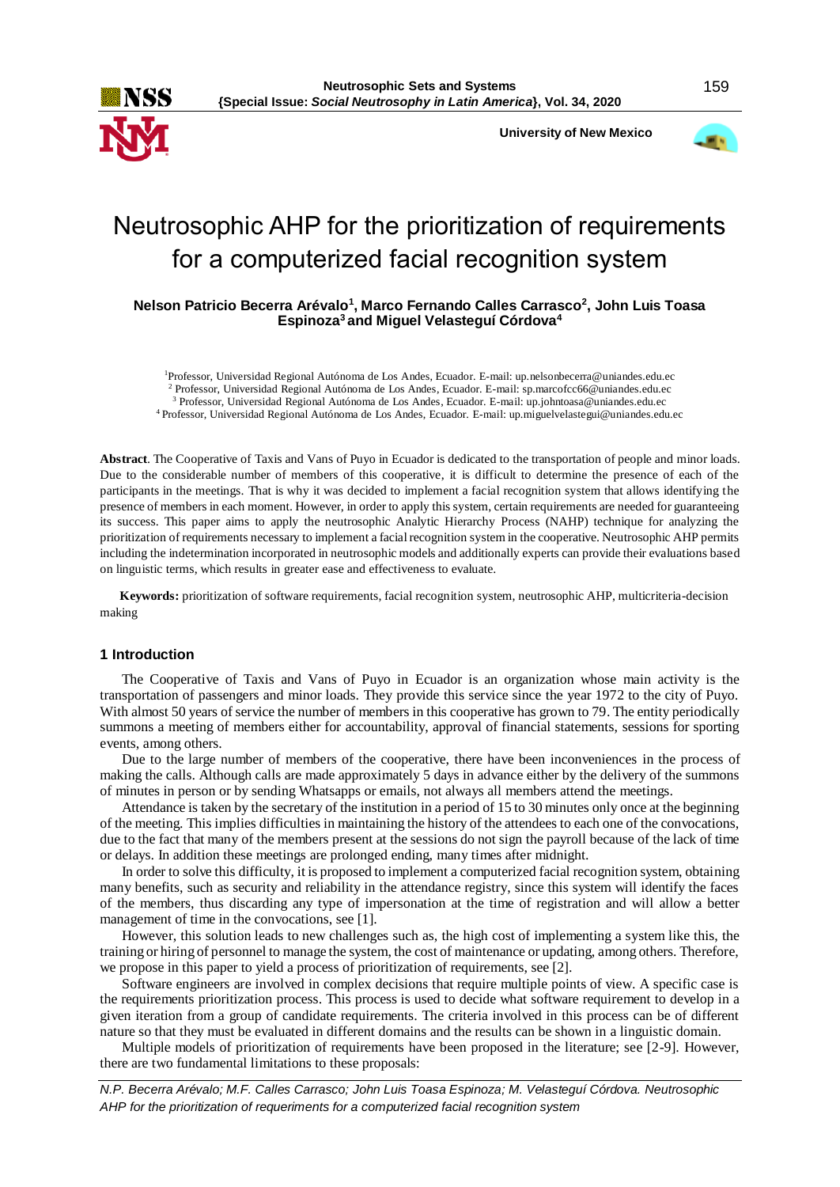# Neutrosophic AHP for the prioritization of requirements for a computerized facial recognition system

**Nelson Patricio Becerra Arévalo[1], Marco Fernando Calles Carrasco[2], John Luis Toasa Espinoza[3] and Miguel Velasteguí Córdova[4]**

[1]Professor, Universidad Regional Autónoma de Los Andes, Ecuador. E-mail: up.nelsonbecerra@uniandes.edu.ec
[2] Professor, Universidad Regional Autónoma de Los Andes, Ecuador. E-mail: sp.marcofcc66@uniandes.edu.ec
[3] Professor, Universidad Regional Autónoma de Los Andes, Ecuador. E-mail: up.johntoasa@uniandes.edu.ec
[4] Professor, Universidad Regional Autónoma de Los Andes, Ecuador. E-mail: up.miguelvelastegui@uniandes.edu.ec

**Abstract**. The Cooperative of Taxis and Vans of Puyo in Ecuador is dedicated to the transportation of people and minor loads. Due to the considerable number of members of this cooperative, it is difficult to determine the presence of each of the participants in the meetings. That is why it was decided to implement a facial recognition system that allows identifying the presence of members in each moment. However, in order to apply this system, certain requirements are needed for guaranteeing its success. This paper aims to apply the neutrosophic Analytic Hierarchy Process (NAHP) technique for analyzing the prioritization of requirements necessary to implement a facial recognition system in the cooperative. Neutrosophic AHP permits including the indetermination incorporated in neutrosophic models and additionally experts can provide their evaluations based on linguistic terms, which results in greater ease and effectiveness to evaluate.

**Keywords:** prioritization of software requirements, facial recognition system, neutrosophic AHP, multicriteria-decision making

## 1 Introduction

The Cooperative of Taxis and Vans of Puyo in Ecuador is an organization whose main activity is the transportation of passengers and minor loads. They provide this service since the year 1972 to the city of Puyo. With almost 50 years of service the number of members in this cooperative has grown to 79. The entity periodically summons a meeting of members either for accountability, approval of financial statements, sessions for sporting events, among others.

Due to the large number of members of the cooperative, there have been inconveniences in the process of making the calls. Although calls are made approximately 5 days in advance either by the delivery of the summons of minutes in person or by sending Whatsapps or emails, not always all members attend the meetings.

Attendance is taken by the secretary of the institution in a period of 15 to 30 minutes only once at the beginning of the meeting. This implies difficulties in maintaining the history of the attendees to each one of the convocations, due to the fact that many of the members present at the sessions do not sign the payroll because of the lack of time or delays. In addition these meetings are prolonged ending, many times after midnight.

In order to solve this difficulty, it is proposed to implement a computerized facial recognition system, obtaining many benefits, such as security and reliability in the attendance registry, since this system will identify the faces of the members, thus discarding any type of impersonation at the time of registration and will allow a better management of time in the convocations, see [1].

However, this solution leads to new challenges such as, the high cost of implementing a system like this, the training or hiring of personnel to manage the system, the cost of maintenance or updating, among others. Therefore, we propose in this paper to yield a process of prioritization of requirements, see [2].

Software engineers are involved in complex decisions that require multiple points of view. A specific case is the requirements prioritization process. This process is used to decide what software requirement to develop in a given iteration from a group of candidate requirements. The criteria involved in this process can be of different nature so that they must be evaluated in different domains and the results can be shown in a linguistic domain.

Multiple models of prioritization of requirements have been proposed in the literature; see [2-9]. However, there are two fundamental limitations to these proposals: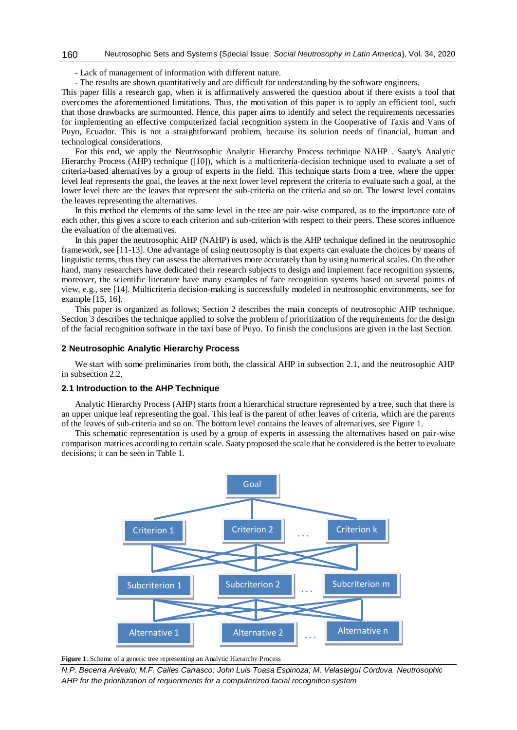- Lack of management of information with different nature.
- The results are shown quantitatively and are difficult for understanding by the software engineers.

This paper fills a research gap, when it is affirmatively answered the question about if there exists a tool that overcomes the aforementioned limitations. Thus, the motivation of this paper is to apply an efficient tool, such that those drawbacks are surmounted. Hence, this paper aims to identify and select the requirements necessaries for implementing an effective computerized facial recognition system in the Cooperative of Taxis and Vans of Puyo, Ecuador. This is not a straightforward problem, because its solution needs of financial, human and technological considerations.

For this end, we apply the Neutrosophic Analytic Hierarchy Process technique NAHP . Saaty's Analytic Hierarchy Process (AHP) technique ([10]), which is a multicriteria-decision technique used to evaluate a set of criteria-based alternatives by a group of experts in the field. This technique starts from a tree, where the upper level leaf represents the goal, the leaves at the next lower level represent the criteria to evaluate such a goal, at the lower level there are the leaves that represent the sub-criteria on the criteria and so on. The lowest level contains the leaves representing the alternatives.

In this method the elements of the same level in the tree are pair-wise compared, as to the importance rate of each other, this gives a score to each criterion and sub-criterion with respect to their peers. These scores influence the evaluation of the alternatives.

In this paper the neutrosophic AHP (NAHP) is used, which is the AHP technique defined in the neutrosophic framework, see [11-13]. One advantage of using neutrosophy is that experts can evaluate the choices by means of linguistic terms, thus they can assess the alternatives more accurately than by using numerical scales. On the other hand, many researchers have dedicated their research subjects to design and implement face recognition systems, moreover, the scientific literature have many examples of face recognition systems based on several points of view, e.g., see [14]. Multicriteria decision-making is successfully modeled in neutrosophic environments, see for example [15, 16].

This paper is organized as follows; Section 2 describes the main concepts of neutrosophic AHP technique. Section 3 describes the technique applied to solve the problem of prioritization of the requirements for the design of the facial recognition software in the taxi base of Puyo. To finish the conclusions are given in the last Section.

## 2 Neutrosophic Analytic Hierarchy Process

We start with some preliminaries from both, the classical AHP in subsection 2.1, and the neutrosophic AHP in subsection 2.2,

### 2.1 Introduction to the AHP Technique

Analytic Hierarchy Process (AHP) starts from a hierarchical structure represented by a tree, such that there is an upper unique leaf representing the goal. This leaf is the parent of other leaves of criteria, which are the parents of the leaves of sub-criteria and so on. The bottom level contains the leaves of alternatives, see Figure 1.

This schematic representation is used by a group of experts in assessing the alternatives based on pair-wise comparison matrices according to certain scale. Saaty proposed the scale that he considered is the better to evaluate decisions; it can be seen in Table 1.

Goal

Criterion 1 | Criterion 2 | … | Criterion k

Subcriterion 1 | Subcriterion 2 | … | Subcriterion m

Alternative 1 | Alternative 2 | … | Alternative n

**Figure 1**: Scheme of a generic tree representing an Analytic Hierarchy Process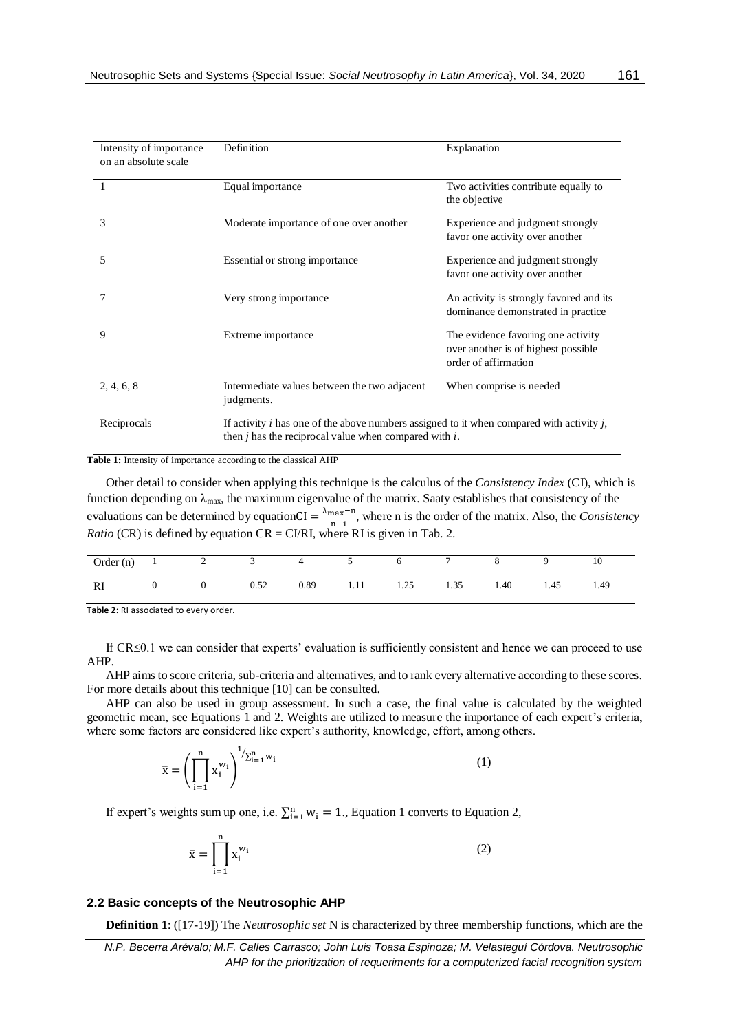| Intensity of importance on an absolute scale | Definition | Explanation |
|---|---|---|
| 1 | Equal importance | Two activities contribute equally to the objective |
| 3 | Moderate importance of one over another | Experience and judgment strongly favor one activity over another |
| 5 | Essential or strong importance | Experience and judgment strongly favor one activity over another |
| 7 | Very strong importance | An activity is strongly favored and its dominance demonstrated in practice |
| 9 | Extreme importance | The evidence favoring one activity over another is of highest possible order of affirmation |
| 2, 4, 6, 8 | Intermediate values between the two adjacent judgments. | When comprise is needed |
| Reciprocals | If activity *i* has one of the above numbers assigned to it when compared with activity *j*, then *j* has the reciprocal value when compared with *i*. | |

**Table 1:** Intensity of importance according to the classical AHP

Other detail to consider when applying this technique is the calculus of the *Consistency Index* (CI), which is function depending on $\lambda_{max}$, the maximum eigenvalue of the matrix. Saaty establishes that consistency of the evaluations can be determined by equation$CI = \frac{\lambda_{max}-n}{n-1}$, where n is the order of the matrix. Also, the *Consistency Ratio* (CR) is defined by equation CR = CI/RI, where RI is given in Tab. 2.

| Order (n) | 1 | 2 | 3 | 4 | 5 | 6 | 7 | 8 | 9 | 10 |
|---|---|---|---|---|---|---|---|---|---|---|
| RI | 0 | 0 | 0.52 | 0.89 | 1.11 | 1.25 | 1.35 | 1.40 | 1.45 | 1.49 |

**Table 2:** RI associated to every order.

If CR≤0.1 we can consider that experts' evaluation is sufficiently consistent and hence we can proceed to use AHP.

AHP aims to score criteria, sub-criteria and alternatives, and to rank every alternative according to these scores. For more details about this technique [10] can be consulted.

AHP can also be used in group assessment. In such a case, the final value is calculated by the weighted geometric mean, see Equations 1 and 2. Weights are utilized to measure the importance of each expert's criteria, where some factors are considered like expert's authority, knowledge, effort, among others.

$$\bar{x} = \left(\prod_{i=1}^{n} x_i^{w_i}\right)^{1/\sum_{i=1}^{n} w_i} \tag{1}$$

If expert's weights sum up one, i.e. $\sum_{i=1}^{n} w_i = 1$., Equation 1 converts to Equation 2,

$$\bar{x} = \prod_{i=1}^{n} x_i^{w_i} \tag{2}$$

### 2.2 Basic concepts of the Neutrosophic AHP

**Definition 1**: ([17-19]) The *Neutrosophic set* N is characterized by three membership functions, which are the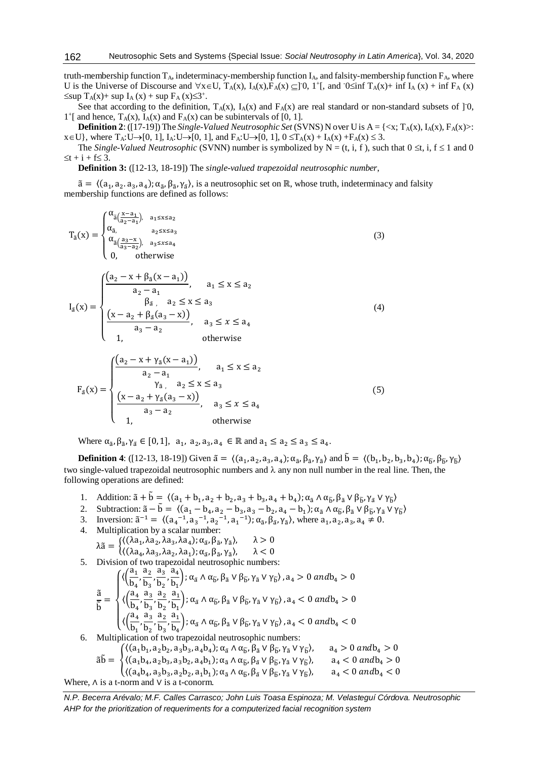truth-membership function $T_A$, indeterminacy-membership function $I_A$, and falsity-membership function $F_A$, where U is the Universe of Discourse and $\forall x \in U$, $T_A(x), I_A(x), F_A(x) \subseteq ]^-0, 1^+[$, and $^-0 \leq \inf T_A(x) + \inf I_A(x) + \inf F_A(x) \leq \sup T_A(x) + \sup I_A(x) + \sup F_A(x) \leq 3^+$.

See that according to the definition, $T_A(x)$, $I_A(x)$ and $F_A(x)$ are real standard or non-standard subsets of $]^-0, 1^+[$ and hence, $T_A(x)$, $I_A(x)$ and $F_A(x)$ can be subintervals of [0, 1].

**Definition 2**: ([17-19]) The *Single-Valued Neutrosophic Set* (SVNS) N over U is $A = \{<x; T_A(x), I_A(x), F_A(x)>: x \in U\}$, where $T_A: U \rightarrow [0, 1]$, $I_A: U \rightarrow [0, 1]$, and $F_A: U \rightarrow [0, 1]$, $0 \leq T_A(x) + I_A(x) + F_A(x) \leq 3$.

The *Single-Valued Neutrosophic* (SVNN) number is symbolized by $N = (t, i, f)$, such that $0 \leq t, i, f \leq 1$ and $0 \leq t + i + f \leq 3$.

**Definition 3:** ([12-13, 18-19]) The *single-valued trapezoidal neutrosophic number*,

$\tilde{a} = \langle (a_1, a_2, a_3, a_4); \alpha_{\tilde{a}}, \beta_{\tilde{a}}, \gamma_{\tilde{a}} \rangle$, is a neutrosophic set on $\mathbb{R}$, whose truth, indeterminacy and falsity membership functions are defined as follows:

$$T_{\tilde{a}}(x) = \begin{cases} \alpha_{\tilde{a}}\left(\frac{x-a_1}{a_2-a_1}\right), & a_1 \leq x \leq a_2 \\ \alpha_{\tilde{a}}, & a_2 \leq x \leq a_3 \\ \alpha_{\tilde{a}}\left(\frac{a_3-x}{a_3-a_2}\right), & a_3 \leq x \leq a_4 \\ 0, & \text{otherwise} \end{cases} \tag{3}$$

$$I_{\tilde{a}}(x) = \begin{cases} \frac{\left(a_2 - x + \beta_{\tilde{a}}(x - a_1)\right)}{a_2 - a_1}, & a_1 \leq x \leq a_2 \\ \beta_{\tilde{a}}, & a_2 \leq x \leq a_3 \\ \frac{\left(x - a_2 + \beta_{\tilde{a}}(a_3 - x)\right)}{a_3 - a_2}, & a_3 \leq x \leq a_4 \\ 1, & \text{otherwise} \end{cases} \tag{4}$$

$$F_{\tilde{a}}(x) = \begin{cases} \frac{\left(a_2 - x + \gamma_{\tilde{a}}(x - a_1)\right)}{a_2 - a_1}, & a_1 \leq x \leq a_2 \\ \gamma_{\tilde{a}}, & a_2 \leq x \leq a_3 \\ \frac{\left(x - a_2 + \gamma_{\tilde{a}}(a_3 - x)\right)}{a_3 - a_2}, & a_3 \leq x \leq a_4 \\ 1, & \text{otherwise} \end{cases} \tag{5}$$

Where $\alpha_{\tilde{a}}, \beta_{\tilde{a}}, \gamma_{\tilde{a}} \in [0,1]$, $a_1, a_2, a_3, a_4 \in \mathbb{R}$ and $a_1 \leq a_2 \leq a_3 \leq a_4$.

**Definition 4**: ([12-13, 18-19]) Given $\tilde{a} = \langle (a_1, a_2, a_3, a_4); \alpha_{\tilde{a}}, \beta_{\tilde{a}}, \gamma_{\tilde{a}} \rangle$ and $\tilde{b} = \langle (b_1, b_2, b_3, b_4); \alpha_{\tilde{b}}, \beta_{\tilde{b}}, \gamma_{\tilde{b}} \rangle$ two single-valued trapezoidal neutrosophic numbers and λ any non null number in the real line. Then, the following operations are defined:

1. Addition: $\tilde{a} + \tilde{b} = \langle (a_1 + b_1, a_2 + b_2, a_3 + b_3, a_4 + b_4); \alpha_{\tilde{a}} \wedge \alpha_{\tilde{b}}, \beta_{\tilde{a}} \vee \beta_{\tilde{b}}, \gamma_{\tilde{a}} \vee \gamma_{\tilde{b}} \rangle$
2. Subtraction: $\tilde{a} - \tilde{b} = \langle (a_1 - b_4, a_2 - b_3, a_3 - b_2, a_4 - b_1); \alpha_{\tilde{a}} \wedge \alpha_{\tilde{b}}, \beta_{\tilde{a}} \vee \beta_{\tilde{b}}, \gamma_{\tilde{a}} \vee \gamma_{\tilde{b}} \rangle$
3. Inversion: $\tilde{a}^{-1} = \langle ({a_4}^{-1}, {a_3}^{-1}, {a_2}^{-1}, {a_1}^{-1}); \alpha_{\tilde{a}}, \beta_{\tilde{a}}, \gamma_{\tilde{a}} \rangle$, where $a_1, a_2, a_3, a_4 \neq 0$.
4. Multiplication by a scalar number:
$$\lambda\tilde{a} = \begin{cases} \langle (\lambda a_1, \lambda a_2, \lambda a_3, \lambda a_4); \alpha_{\tilde{a}}, \beta_{\tilde{a}}, \gamma_{\tilde{a}} \rangle, & \lambda > 0 \\ \langle (\lambda a_4, \lambda a_3, \lambda a_2, \lambda a_1); \alpha_{\tilde{a}}, \beta_{\tilde{a}}, \gamma_{\tilde{a}} \rangle, & \lambda < 0 \end{cases}$$
5. Division of two trapezoidal neutrosophic numbers:
$$\frac{\tilde{a}}{\tilde{b}} = \begin{cases} \langle \left(\frac{a_1}{b_4}, \frac{a_2}{b_3}, \frac{a_3}{b_2}, \frac{a_4}{b_1}\right); \alpha_{\tilde{a}} \wedge \alpha_{\tilde{b}}, \beta_{\tilde{a}} \vee \beta_{\tilde{b}}, \gamma_{\tilde{a}} \vee \gamma_{\tilde{b}} \rangle, a_4 > 0 \text{ and } b_4 > 0 \\ \langle \left(\frac{a_4}{b_4}, \frac{a_3}{b_3}, \frac{a_2}{b_2}, \frac{a_1}{b_1}\right); \alpha_{\tilde{a}} \wedge \alpha_{\tilde{b}}, \beta_{\tilde{a}} \vee \beta_{\tilde{b}}, \gamma_{\tilde{a}} \vee \gamma_{\tilde{b}} \rangle, a_4 < 0 \text{ and } b_4 > 0 \\ \langle \left(\frac{a_4}{b_1}, \frac{a_3}{b_2}, \frac{a_2}{b_3}, \frac{a_1}{b_4}\right); \alpha_{\tilde{a}} \wedge \alpha_{\tilde{b}}, \beta_{\tilde{a}} \vee \beta_{\tilde{b}}, \gamma_{\tilde{a}} \vee \gamma_{\tilde{b}} \rangle, a_4 < 0 \text{ and } b_4 < 0 \end{cases}$$
6. Multiplication of two trapezoidal neutrosophic numbers:
$$\tilde{a}\tilde{b} = \begin{cases} \langle (a_1 b_1, a_2 b_2, a_3 b_3, a_4 b_4); \alpha_{\tilde{a}} \wedge \alpha_{\tilde{b}}, \beta_{\tilde{a}} \vee \beta_{\tilde{b}}, \gamma_{\tilde{a}} \vee \gamma_{\tilde{b}} \rangle, & a_4 > 0 \text{ and } b_4 > 0 \\ \langle (a_1 b_4, a_2 b_3, a_3 b_2, a_4 b_1); \alpha_{\tilde{a}} \wedge \alpha_{\tilde{b}}, \beta_{\tilde{a}} \vee \beta_{\tilde{b}}, \gamma_{\tilde{a}} \vee \gamma_{\tilde{b}} \rangle, & a_4 < 0 \text{ and } b_4 > 0 \\ \langle (a_4 b_4, a_3 b_3, a_2 b_2, a_1 b_1); \alpha_{\tilde{a}} \wedge \alpha_{\tilde{b}}, \beta_{\tilde{a}} \vee \beta_{\tilde{b}}, \gamma_{\tilde{a}} \vee \gamma_{\tilde{b}} \rangle, & a_4 < 0 \text{ and } b_4 < 0 \end{cases}$$

Where, ∧ is a t-norm and ∨ is a t-conorm.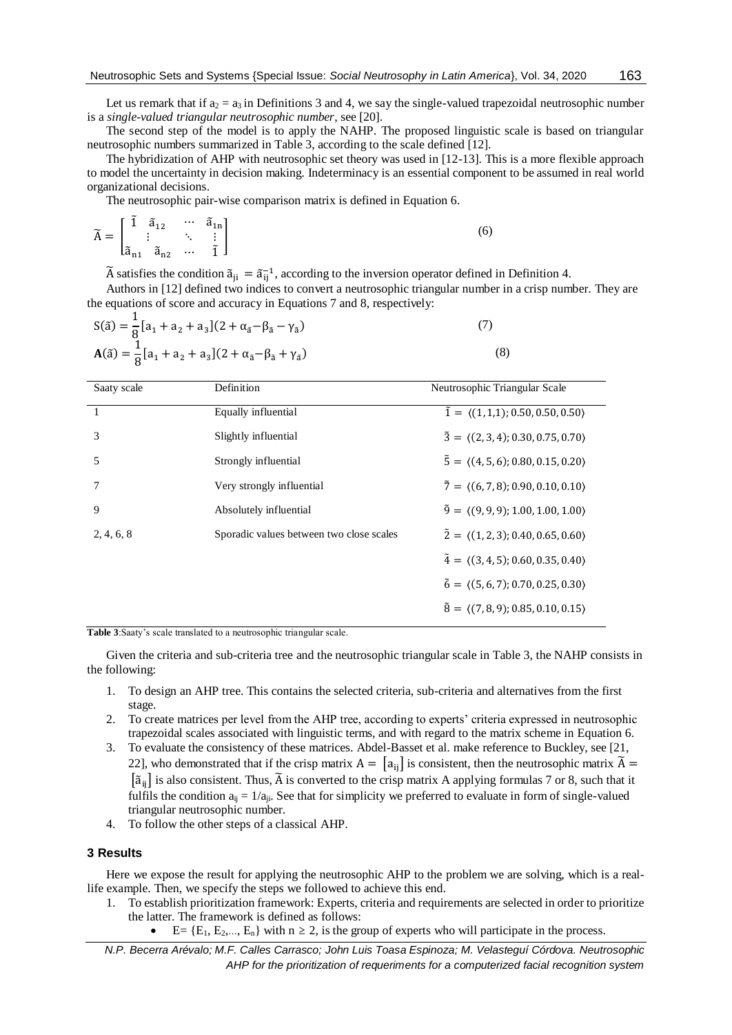Let us remark that if $a_2 = a_3$ in Definitions 3 and 4, we say the single-valued trapezoidal neutrosophic number is a *single-valued triangular neutrosophic number*, see [20].

The second step of the model is to apply the NAHP. The proposed linguistic scale is based on triangular neutrosophic numbers summarized in Table 3, according to the scale defined [12].

The hybridization of AHP with neutrosophic set theory was used in [12-13]. This is a more flexible approach to model the uncertainty in decision making. Indeterminacy is an essential component to be assumed in real world organizational decisions.

The neutrosophic pair-wise comparison matrix is defined in Equation 6.

$$\widetilde{A} = \begin{bmatrix} \tilde{1} & \tilde{a}_{12} & \cdots & \tilde{a}_{1n} \\ \vdots & & \ddots & \vdots \\ \tilde{a}_{n1} & \tilde{a}_{n2} & \cdots & \tilde{1} \end{bmatrix} \quad (6)$$

$\widetilde{A}$ satisfies the condition $\tilde{a}_{ji} = \tilde{a}_{ij}^{-1}$, according to the inversion operator defined in Definition 4.

Authors in [12] defined two indices to convert a neutrosophic triangular number in a crisp number. They are the equations of score and accuracy in Equations 7 and 8, respectively:

$$S(\tilde{a}) = \frac{1}{8}[a_1 + a_2 + a_3](2 + \alpha_{\tilde{a}} - \beta_{\tilde{a}} - \gamma_{\tilde{a}}) \quad (7)$$

$$\mathbf{A}(\tilde{a}) = \frac{1}{8}[a_1 + a_2 + a_3](2 + \alpha_{\tilde{a}} - \beta_{\tilde{a}} + \gamma_{\tilde{a}}) \quad (8)$$

| Saaty scale | Definition | Neutrosophic Triangular Scale |
|---|---|---|
| 1 | Equally influential | $\tilde{1} = \langle(1,1,1); 0.50, 0.50, 0.50\rangle$ |
| 3 | Slightly influential | $\tilde{3} = \langle(2,3,4); 0.30, 0.75, 0.70\rangle$ |
| 5 | Strongly influential | $\tilde{5} = \langle(4,5,6); 0.80, 0.15, 0.20\rangle$ |
| 7 | Very strongly influential | $\tilde{7} = \langle(6,7,8); 0.90, 0.10, 0.10\rangle$ |
| 9 | Absolutely influential | $\tilde{9} = \langle(9,9,9); 1.00, 1.00, 1.00\rangle$ |
| 2, 4, 6, 8 | Sporadic values between two close scales | $\tilde{2} = \langle(1,2,3); 0.40, 0.65, 0.60\rangle$ |
| | | $\tilde{4} = \langle(3,4,5); 0.60, 0.35, 0.40\rangle$ |
| | | $\tilde{6} = \langle(5,6,7); 0.70, 0.25, 0.30\rangle$ |
| | | $\tilde{8} = \langle(7,8,9); 0.85, 0.10, 0.15\rangle$ |

**Table 3**:Saaty's scale translated to a neutrosophic triangular scale.

Given the criteria and sub-criteria tree and the neutrosophic triangular scale in Table 3, the NAHP consists in the following:

1. To design an AHP tree. This contains the selected criteria, sub-criteria and alternatives from the first stage.
2. To create matrices per level from the AHP tree, according to experts' criteria expressed in neutrosophic trapezoidal scales associated with linguistic terms, and with regard to the matrix scheme in Equation 6.
3. To evaluate the consistency of these matrices. Abdel-Basset et al. make reference to Buckley, see [21, 22], who demonstrated that if the crisp matrix $A = [a_{ij}]$ is consistent, then the neutrosophic matrix $\widetilde{A} = [\tilde{a}_{ij}]$ is also consistent. Thus, $\widetilde{A}$ is converted to the crisp matrix A applying formulas 7 or 8, such that it fulfils the condition $a_{ij} = 1/a_{ji}$. See that for simplicity we preferred to evaluate in form of single-valued triangular neutrosophic number.
4. To follow the other steps of a classical AHP.

## 3 Results

Here we expose the result for applying the neutrosophic AHP to the problem we are solving, which is a real-life example. Then, we specify the steps we followed to achieve this end.

1. To establish prioritization framework: Experts, criteria and requirements are selected in order to prioritize the latter. The framework is defined as follows:
   - $E = \{E_1, E_2, \ldots, E_n\}$ with $n \geq 2$, is the group of experts who will participate in the process.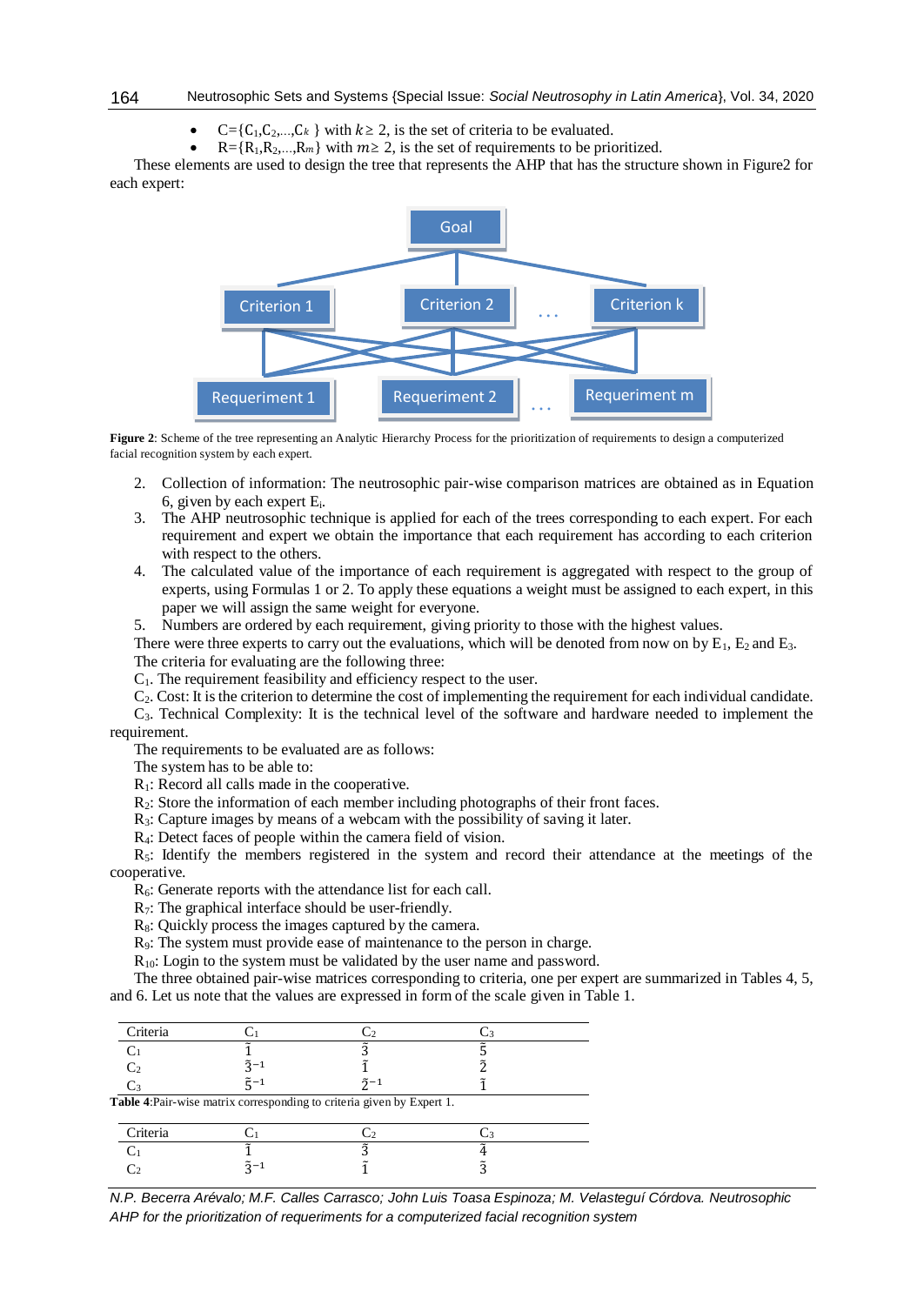- $C=\{C_1,C_2,\ldots,C_k\}$ with $k\geq 2$, is the set of criteria to be evaluated.
- $R=\{R_1,R_2,\ldots,R_m\}$ with $m\geq 2$, is the set of requirements to be prioritized.

These elements are used to design the tree that represents the AHP that has the structure shown in Figure2 for each expert:

**Figure 2**: Scheme of the tree representing an Analytic Hierarchy Process for the prioritization of requirements to design a computerized facial recognition system by each expert.

2. Collection of information: The neutrosophic pair-wise comparison matrices are obtained as in Equation 6, given by each expert $E_i$.
3. The AHP neutrosophic technique is applied for each of the trees corresponding to each expert. For each requirement and expert we obtain the importance that each requirement has according to each criterion with respect to the others.
4. The calculated value of the importance of each requirement is aggregated with respect to the group of experts, using Formulas 1 or 2. To apply these equations a weight must be assigned to each expert, in this paper we will assign the same weight for everyone.
5. Numbers are ordered by each requirement, giving priority to those with the highest values.

There were three experts to carry out the evaluations, which will be denoted from now on by $E_1$, $E_2$ and $E_3$.

The criteria for evaluating are the following three:

$C_1$. The requirement feasibility and efficiency respect to the user.

$C_2$. Cost: It is the criterion to determine the cost of implementing the requirement for each individual candidate.

$C_3$. Technical Complexity: It is the technical level of the software and hardware needed to implement the requirement.

The requirements to be evaluated are as follows:

The system has to be able to:

$R_1$: Record all calls made in the cooperative.

$R_2$: Store the information of each member including photographs of their front faces.

$R_3$: Capture images by means of a webcam with the possibility of saving it later.

$R_4$: Detect faces of people within the camera field of vision.

$R_5$: Identify the members registered in the system and record their attendance at the meetings of the cooperative.

$R_6$: Generate reports with the attendance list for each call.

$R_7$: The graphical interface should be user-friendly.

$R_8$: Quickly process the images captured by the camera.

$R_9$: The system must provide ease of maintenance to the person in charge.

$R_{10}$: Login to the system must be validated by the user name and password.

The three obtained pair-wise matrices corresponding to criteria, one per expert are summarized in Tables 4, 5, and 6. Let us note that the values are expressed in form of the scale given in Table 1.

| Criteria | $C_1$ | $C_2$ | $C_3$ |
|---|---|---|---|
| $C_1$ | $\tilde{1}$ | $\tilde{3}$ | $\tilde{5}$ |
| $C_2$ | $\tilde{3}^{-1}$ | $\tilde{1}$ | $\tilde{2}$ |
| $C_3$ | $\tilde{5}^{-1}$ | $\tilde{2}^{-1}$ | $\tilde{1}$ |

**Table 4**:Pair-wise matrix corresponding to criteria given by Expert 1.

| Criteria | $C_1$ | $C_2$ | $C_3$ |
|---|---|---|---|
| $C_1$ | $\tilde{1}$ | $\tilde{3}$ | $\tilde{4}$ |
| $C_2$ | $\tilde{3}^{-1}$ | $\tilde{1}$ | $\tilde{3}$ |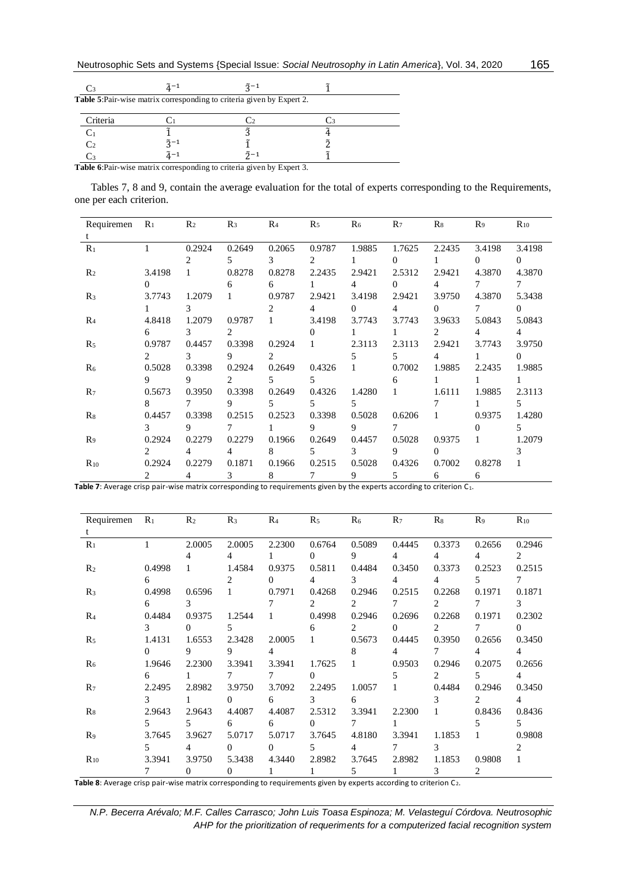| C3 | $\tilde{4}^{-1}$ | $\tilde{3}^{-1}$ | $\tilde{1}$ |
|---|---|---|---|

**Table 5**: Pair-wise matrix corresponding to criteria given by Expert 2.

| Criteria | C1 | C2 | C3 |
|---|---|---|---|
| C1 | $\tilde{1}$ | $\tilde{3}$ | $\tilde{4}$ |
| C2 | $\tilde{3}^{-1}$ | $\tilde{1}$ | $\tilde{2}$ |
| C3 | $\tilde{4}^{-1}$ | $\tilde{2}^{-1}$ | $\tilde{1}$ |

**Table 6**: Pair-wise matrix corresponding to criteria given by Expert 3.

Tables 7, 8 and 9, contain the average evaluation for the total of experts corresponding to the Requirements, one per each criterion.

| Requirement | R1 | R2 | R3 | R4 | R5 | R6 | R7 | R8 | R9 | R10 |
|---|---|---|---|---|---|---|---|---|---|---|
| R1 | 1 | 0.29242 | 0.26495 | 0.20653 | 0.97872 | 1.98851 | 1.76250 | 2.24351 | 3.41980 | 3.41980 |
| R2 | 3.41980 | 1 | 0.82786 | 0.82786 | 2.24351 | 2.94214 | 2.53120 | 2.94214 | 4.38707 | 4.38707 |
| R3 | 3.77431 | 1.20793 | 1 | 0.97872 | 2.94214 | 3.41980 | 2.94214 | 3.97500 | 4.38707 | 5.34380 |
| R4 | 4.84186 | 1.20793 | 0.97872 | 1 | 3.41980 | 3.77431 | 3.77431 | 3.96332 | 5.08434 | 5.08434 |
| R5 | 0.97872 | 0.44573 | 0.33989 | 0.29242 | 1 | 2.31135 | 2.31135 | 2.94214 | 3.77431 | 3.97500 |
| R6 | 0.50289 | 0.33989 | 0.29242 | 0.26495 | 0.43265 | 1 | 0.70026 | 1.98851 | 2.24351 | 1.98851 |
| R7 | 0.56738 | 0.39507 | 0.33989 | 0.26495 | 0.43265 | 1.42805 | 1 | 1.61117 | 1.98851 | 2.31135 |
| R8 | 0.44573 | 0.33989 | 0.25157 | 0.25231 | 0.33989 | 0.50289 | 0.62067 | 1 | 0.93750 | 1.42805 |
| R9 | 0.29242 | 0.22794 | 0.22794 | 0.19668 | 0.26495 | 0.44573 | 0.50289 | 0.93750 | 1 | 1.20793 |
| R10 | 0.29242 | 0.22794 | 0.18713 | 0.19668 | 0.25157 | 0.50289 | 0.43265 | 0.70026 | 0.82786 | 1 |

**Table 7**: Average crisp pair-wise matrix corresponding to requirements given by the experts according to criterion C1.

| Requirement | R1 | R2 | R3 | R4 | R5 | R6 | R7 | R8 | R9 | R10 |
|---|---|---|---|---|---|---|---|---|---|---|
| R1 | 1 | 2.00054 | 2.00054 | 2.23001 | 0.67640 | 0.50899 | 0.44454 | 0.33734 | 0.26564 | 0.29462 |
| R2 | 0.49986 | 1 | 1.45842 | 0.93750 | 0.58114 | 0.44843 | 0.34504 | 0.33734 | 0.25235 | 0.25157 |
| R3 | 0.49986 | 0.65963 | 1 | 0.79717 | 0.42682 | 0.29462 | 0.25157 | 0.22682 | 0.19717 | 0.18713 |
| R4 | 0.44843 | 0.93750 | 1.25445 | 1 | 0.49986 | 0.29462 | 0.26960 | 0.22682 | 0.19717 | 0.23020 |
| R5 | 1.41310 | 1.65539 | 2.34289 | 2.00054 | 1 | 0.56738 | 0.44454 | 0.39507 | 0.26564 | 0.34504 |
| R6 | 1.96466 | 2.23001 | 3.39417 | 3.39417 | 1.76250 | 1 | 0.95035 | 0.29462 | 0.20755 | 0.26564 |
| R7 | 2.24953 | 2.89821 | 3.97500 | 3.70926 | 2.24953 | 1.00576 | 1 | 0.44843 | 0.29462 | 0.34504 |
| R8 | 2.96435 | 2.96435 | 4.40876 | 4.40876 | 2.53120 | 3.39417 | 2.23001 | 1 | 0.84365 | 0.84365 |
| R9 | 3.76455 | 3.96274 | 5.07170 | 5.07170 | 3.76455 | 4.81804 | 3.39417 | 1.18533 | 1 | 0.98082 |
| R10 | 3.39417 | 3.97500 | 5.34380 | 4.34401 | 2.89821 | 3.76455 | 2.89821 | 1.18533 | 0.98082 | 1 |

**Table 8**: Average crisp pair-wise matrix corresponding to requirements given by experts according to criterion C2.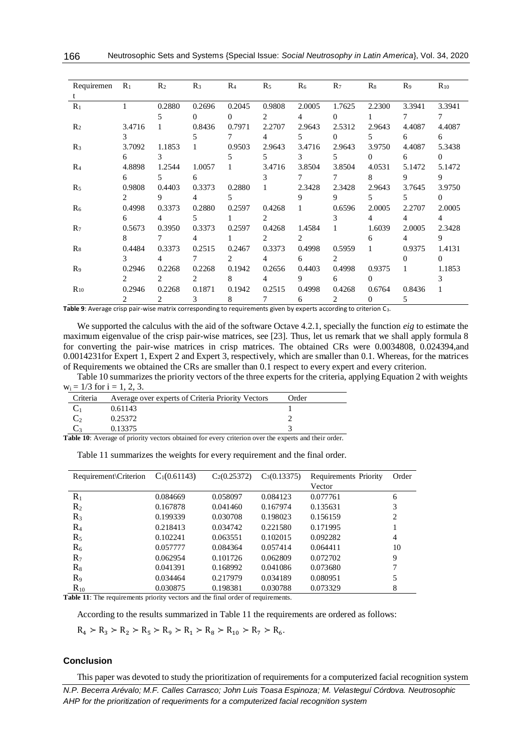| Requirement | $R_1$ | $R_2$ | $R_3$ | $R_4$ | $R_5$ | $R_6$ | $R_7$ | $R_8$ | $R_9$ | $R_{10}$ |
|---|---|---|---|---|---|---|---|---|---|---|
| $R_1$ | 1 | 0.28805 | 0.26960 | 0.20450 | 0.98082 | 2.00054 | 1.76250 | 2.23001 | 3.39417 | 3.39417 |
| $R_2$ | 3.47163 | 1 | 0.84365 | 0.79717 | 2.27074 | 2.96435 | 2.53120 | 2.96435 | 4.40876 | 4.40876 |
| $R_3$ | 3.70926 | 1.18533 | 1 | 0.95035 | 2.96435 | 3.47163 | 2.96435 | 3.97500 | 4.40876 | 5.34380 |
| $R_4$ | 4.88986 | 1.25445 | 1.00576 | 1 | 3.47163 | 3.85047 | 3.85047 | 4.05318 | 5.14729 | 5.14729 |
| $R_5$ | 0.98082 | 0.44039 | 0.33734 | 0.28805 | 1 | 2.34289 | 2.34289 | 2.96435 | 3.76455 | 3.97500 |
| $R_6$ | 0.49986 | 0.33734 | 0.28805 | 0.25971 | 0.42682 | 1 | 0.65963 | 2.00054 | 2.27074 | 2.00054 |
| $R_7$ | 0.56738 | 0.39507 | 0.33734 | 0.25971 | 0.42682 | 1.45842 | 1 | 1.60396 | 2.00054 | 2.34289 |
| $R_8$ | 0.44843 | 0.33734 | 0.25157 | 0.24672 | 0.33734 | 0.49986 | 0.59592 | 1 | 0.93750 | 1.41310 |
| $R_9$ | 0.29462 | 0.22682 | 0.22682 | 0.19428 | 0.26564 | 0.44039 | 0.49986 | 0.93750 | 1 | 1.18533 |
| $R_{10}$ | 0.29462 | 0.22683 | 0.18713 | 0.19428 | 0.25157 | 0.49986 | 0.42682 | 0.67640 | 0.84365 | 1 |

**Table 9**: Average crisp pair-wise matrix corresponding to requirements given by experts according to criterion $C_3$.

We supported the calculus with the aid of the software Octave 4.2.1, specially the function *eig* to estimate the maximum eigenvalue of the crisp pair-wise matrices, see [23]. Thus, let us remark that we shall apply formula 8 for converting the pair-wise matrices in crisp matrices. The obtained CRs were 0.0034808, 0.024394,and 0.0014231for Expert 1, Expert 2 and Expert 3, respectively, which are smaller than 0.1. Whereas, for the matrices of Requirements we obtained the CRs are smaller than 0.1 respect to every expert and every criterion.

Table 10 summarizes the priority vectors of the three experts for the criteria, applying Equation 2 with weights $w_i = 1/3$ for $i = 1, 2, 3$.

| Criteria | Average over experts of Criteria Priority Vectors | Order |
|---|---|---|
| $C_1$ | 0.61143 | 1 |
| $C_2$ | 0.25372 | 2 |
| $C_3$ | 0.13375 | 3 |

**Table 10**: Average of priority vectors obtained for every criterion over the experts and their order.

Table 11 summarizes the weights for every requirement and the final order.

| Requirement\Criterion | $C_1$(0.61143) | $C_2$(0.25372) | $C_3$(0.13375) | Requirements Priority Vector | Order |
|---|---|---|---|---|---|
| $R_1$ | 0.084669 | 0.058097 | 0.084123 | 0.077761 | 6 |
| $R_2$ | 0.167878 | 0.041460 | 0.167974 | 0.135631 | 3 |
| $R_3$ | 0.199339 | 0.030708 | 0.198023 | 0.156159 | 2 |
| $R_4$ | 0.218413 | 0.034742 | 0.221580 | 0.171995 | 1 |
| $R_5$ | 0.102241 | 0.063551 | 0.102015 | 0.092282 | 4 |
| $R_6$ | 0.057777 | 0.084364 | 0.057414 | 0.064411 | 10 |
| $R_7$ | 0.062954 | 0.101726 | 0.062809 | 0.072702 | 9 |
| $R_8$ | 0.041391 | 0.168992 | 0.041086 | 0.073680 | 7 |
| $R_9$ | 0.034464 | 0.217979 | 0.034189 | 0.080951 | 5 |
| $R_{10}$ | 0.030875 | 0.198381 | 0.030788 | 0.073329 | 8 |

**Table 11**: The requirements priority vectors and the final order of requirements.

According to the results summarized in Table 11 the requirements are ordered as follows:

$R_4 \succ R_3 \succ R_2 \succ R_5 \succ R_9 \succ R_1 \succ R_8 \succ R_{10} \succ R_7 \succ R_6.$

## Conclusion

This paper was devoted to study the prioritization of requirements for a computerized facial recognition system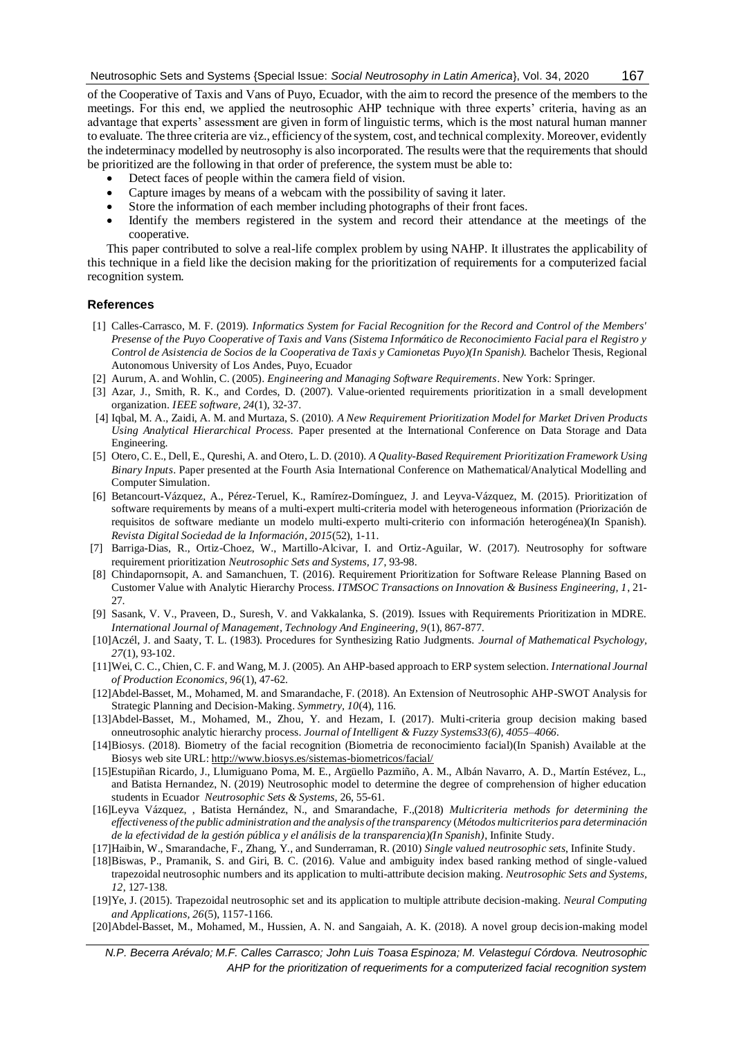of the Cooperative of Taxis and Vans of Puyo, Ecuador, with the aim to record the presence of the members to the meetings. For this end, we applied the neutrosophic AHP technique with three experts' criteria, having as an advantage that experts' assessment are given in form of linguistic terms, which is the most natural human manner to evaluate. The three criteria are viz., efficiency of the system, cost, and technical complexity. Moreover, evidently the indeterminacy modelled by neutrosophy is also incorporated. The results were that the requirements that should be prioritized are the following in that order of preference, the system must be able to:

- Detect faces of people within the camera field of vision.
- Capture images by means of a webcam with the possibility of saving it later.
- Store the information of each member including photographs of their front faces.
- Identify the members registered in the system and record their attendance at the meetings of the cooperative.

This paper contributed to solve a real-life complex problem by using NAHP. It illustrates the applicability of this technique in a field like the decision making for the prioritization of requirements for a computerized facial recognition system.

## References

[1] Calles-Carrasco, M. F. (2019). *Informatics System for Facial Recognition for the Record and Control of the Members' Presense of the Puyo Cooperative of Taxis and Vans (Sistema Informático de Reconocimiento Facial para el Registro y Control de Asistencia de Socios de la Cooperativa de Taxis y Camionetas Puyo)(In Spanish).* Bachelor Thesis, Regional Autonomous University of Los Andes, Puyo, Ecuador

[2] Aurum, A. and Wohlin, C. (2005). *Engineering and Managing Software Requirements*. New York: Springer.

[3] Azar, J., Smith, R. K., and Cordes, D. (2007). Value-oriented requirements prioritization in a small development organization. *IEEE software, 24*(1), 32-37.

[4] Iqbal, M. A., Zaidi, A. M. and Murtaza, S. (2010). *A New Requirement Prioritization Model for Market Driven Products Using Analytical Hierarchical Process.* Paper presented at the International Conference on Data Storage and Data Engineering.

[5] Otero, C. E., Dell, E., Qureshi, A. and Otero, L. D. (2010). *A Quality-Based Requirement Prioritization Framework Using Binary Inputs*. Paper presented at the Fourth Asia International Conference on Mathematical/Analytical Modelling and Computer Simulation.

[6] Betancourt-Vázquez, A., Pérez-Teruel, K., Ramírez-Domínguez, J. and Leyva-Vázquez, M. (2015). Prioritization of software requirements by means of a multi-expert multi-criteria model with heterogeneous information (Priorización de requisitos de software mediante un modelo multi-experto multi-criterio con información heterogénea)(In Spanish). *Revista Digital Sociedad de la Información, 2015*(52), 1-11.

[7] Barriga-Dias, R., Ortiz-Choez, W., Martillo-Alcivar, I. and Ortiz-Aguilar, W. (2017). Neutrosophy for software requirement prioritization *Neutrosophic Sets and Systems, 17*, 93-98.

[8] Chindapornsopit, A. and Samanchuen, T. (2016). Requirement Prioritization for Software Release Planning Based on Customer Value with Analytic Hierarchy Process. *ITMSOC Transactions on Innovation & Business Engineering, 1*, 21-27.

[9] Sasank, V. V., Praveen, D., Suresh, V. and Vakkalanka, S. (2019). Issues with Requirements Prioritization in MDRE. *International Journal of Management, Technology And Engineering, 9*(1), 867-877.

[10] Aczél, J. and Saaty, T. L. (1983). Procedures for Synthesizing Ratio Judgments. *Journal of Mathematical Psychology, 27*(1), 93-102.

[11] Wei, C. C., Chien, C. F. and Wang, M. J. (2005). An AHP-based approach to ERP system selection. *International Journal of Production Economics, 96*(1), 47-62.

[12] Abdel-Basset, M., Mohamed, M. and Smarandache, F. (2018). An Extension of Neutrosophic AHP-SWOT Analysis for Strategic Planning and Decision-Making. *Symmetry, 10*(4), 116.

[13] Abdel-Basset, M., Mohamed, M., Zhou, Y. and Hezam, I. (2017). Multi-criteria group decision making based onneutrosophic analytic hierarchy process. *Journal of Intelligent & Fuzzy Systems33(6), 4055–4066.*

[14] Biosys. (2018). Biometry of the facial recognition (Biometria de reconocimiento facial)(In Spanish) Available at the Biosys web site URL: http://www.biosys.es/sistemas-biometricos/facial/

[15] Estupiñan Ricardo, J., Llumiguano Poma, M. E., Argüello Pazmiño, A. M., Albán Navarro, A. D., Martín Estévez, L., and Batista Hernandez, N. (2019) Neutrosophic model to determine the degree of comprehension of higher education students in Ecuador *Neutrosophic Sets & Systems,* 26, 55-61.

[16] Leyva Vázquez, , Batista Hernández, N., and Smarandache, F.,(2018) *Multicriteria methods for determining the effectiveness of the public administration and the analysis of the transparency* (*Métodos multicriterios para determinación de la efectividad de la gestión pública y el análisis de la trasparencia)(In Spanish)*, Infinite Study.

[17] Haibin, W., Smarandache, F., Zhang, Y., and Sunderraman, R. (2010) *Single valued neutrosophic sets*, Infinite Study.

[18] Biswas, P., Pramanik, S. and Giri, B. C. (2016). Value and ambiguity index based ranking method of single-valued trapezoidal neutrosophic numbers and its application to multi-attribute decision making. *Neutrosophic Sets and Systems, 12*, 127-138.

[19] Ye, J. (2015). Trapezoidal neutrosophic set and its application to multiple attribute decision-making. *Neural Computing and Applications, 26*(5), 1157-1166.

[20] Abdel-Basset, M., Mohamed, M., Hussien, A. N. and Sangaiah, A. K. (2018). A novel group decision-making model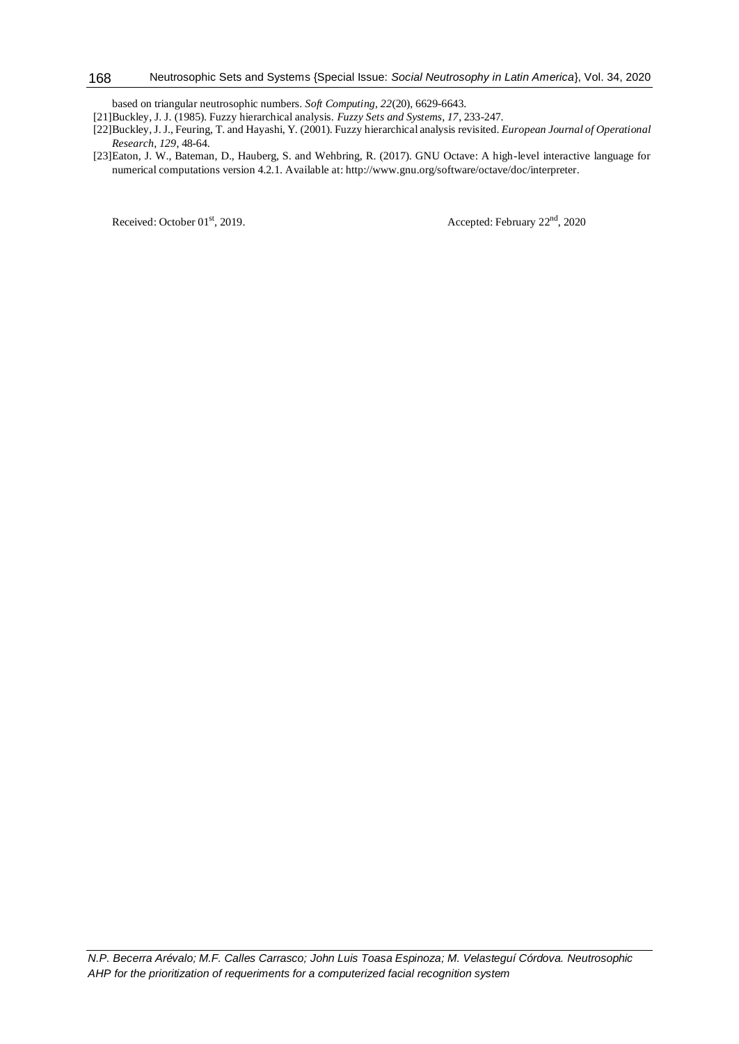based on triangular neutrosophic numbers. *Soft Computing, 22*(20), 6629-6643.

[21]Buckley, J. J. (1985). Fuzzy hierarchical analysis. *Fuzzy Sets and Systems, 17*, 233-247.

[22]Buckley, J. J., Feuring, T. and Hayashi, Y. (2001). Fuzzy hierarchical analysis revisited. *European Journal of Operational Research, 129*, 48-64.

[23]Eaton, J. W., Bateman, D., Hauberg, S. and Wehbring, R. (2017). GNU Octave: A high-level interactive language for numerical computations version 4.2.1. Available at: http://www.gnu.org/software/octave/doc/interpreter.

Received: October 01st, 2019. Accepted: February 22nd, 2020